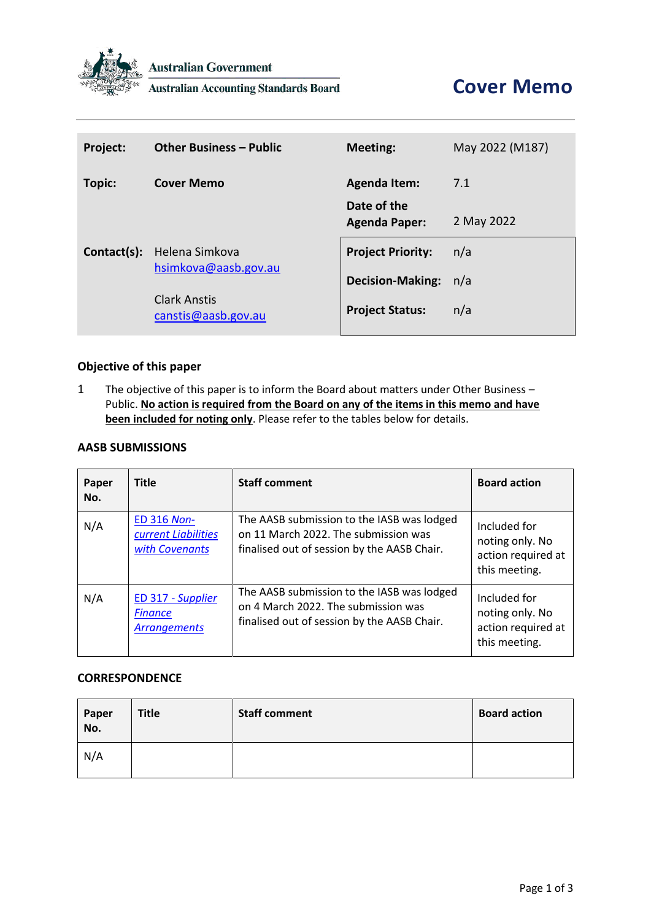Australian Government

Australian Accounting Standards Board

# Cover Memo

| Project: | Other Business – Public | Meeting: | May 2022 (M187) |
|---|---|---|---|
| Topic: | Cover Memo | Agenda Item: | 7.1 |
| | | Date of the Agenda Paper: | 2 May 2022 |
| Contact(s): | Helena Simkova hsimkova@aasb.gov.au<br><br>Clark Anstis canstis@aasb.gov.au | Project Priority: | n/a |
| | | Decision-Making: | n/a |
| | | Project Status: | n/a |

## Objective of this paper

1 The objective of this paper is to inform the Board about matters under Other Business – Public. **No action is required from the Board on any of the items in this memo and have been included for noting only**. Please refer to the tables below for details.

## AASB SUBMISSIONS

| Paper No. | Title | Staff comment | Board action |
|---|---|---|---|
| N/A | ED 316 *Non-current Liabilities with Covenants* | The AASB submission to the IASB was lodged on 11 March 2022. The submission was finalised out of session by the AASB Chair. | Included for noting only. No action required at this meeting. |
| N/A | ED 317 - *Supplier Finance Arrangements* | The AASB submission to the IASB was lodged on 4 March 2022. The submission was finalised out of session by the AASB Chair. | Included for noting only. No action required at this meeting. |

## CORRESPONDENCE

| Paper No. | Title | Staff comment | Board action |
|---|---|---|---|
| N/A | | | |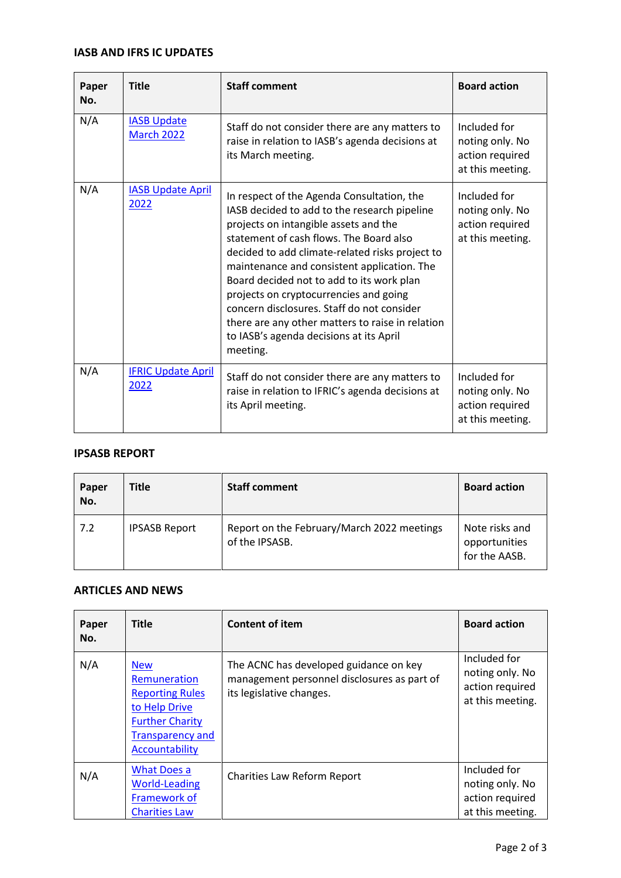### IASB AND IFRS IC UPDATES

| Paper No. | Title | Staff comment | Board action |
|---|---|---|---|
| N/A | IASB Update March 2022 | Staff do not consider there are any matters to raise in relation to IASB's agenda decisions at its March meeting. | Included for noting only. No action required at this meeting. |
| N/A | IASB Update April 2022 | In respect of the Agenda Consultation, the IASB decided to add to the research pipeline projects on intangible assets and the statement of cash flows. The Board also decided to add climate-related risks project to maintenance and consistent application. The Board decided not to add to its work plan projects on cryptocurrencies and going concern disclosures. Staff do not consider there are any other matters to raise in relation to IASB's agenda decisions at its April meeting. | Included for noting only. No action required at this meeting. |
| N/A | IFRIC Update April 2022 | Staff do not consider there are any matters to raise in relation to IFRIC's agenda decisions at its April meeting. | Included for noting only. No action required at this meeting. |

### IPSASB REPORT

| Paper No. | Title | Staff comment | Board action |
|---|---|---|---|
| 7.2 | IPSASB Report | Report on the February/March 2022 meetings of the IPSASB. | Note risks and opportunities for the AASB. |

### ARTICLES AND NEWS

| Paper No. | Title | Content of item | Board action |
|---|---|---|---|
| N/A | New Remuneration Reporting Rules to Help Drive Further Charity Transparency and Accountability | The ACNC has developed guidance on key management personnel disclosures as part of its legislative changes. | Included for noting only. No action required at this meeting. |
| N/A | What Does a World-Leading Framework of Charities Law | Charities Law Reform Report | Included for noting only. No action required at this meeting. |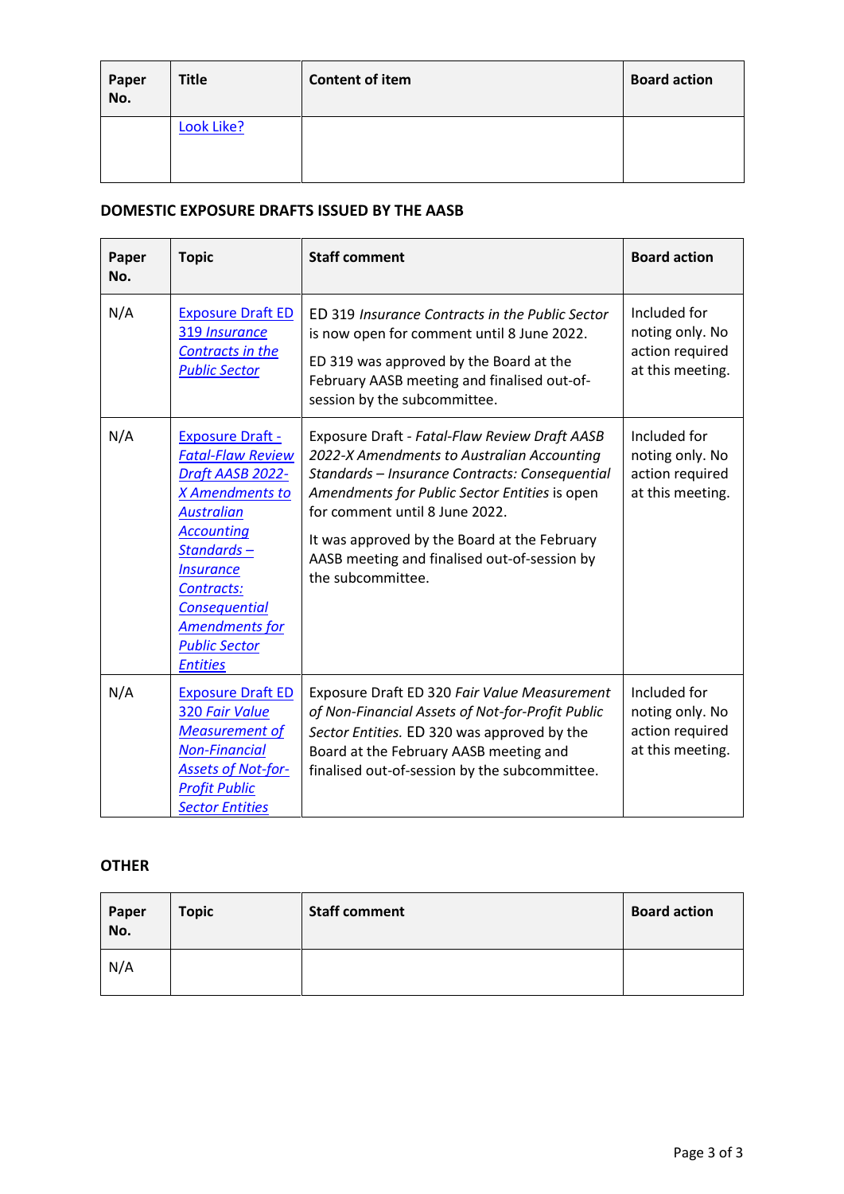| Paper No. | Title | Content of item | Board action |
|---|---|---|---|
| | Look Like? | | |

### DOMESTIC EXPOSURE DRAFTS ISSUED BY THE AASB

| Paper No. | Topic | Staff comment | Board action |
|---|---|---|---|
| N/A | Exposure Draft ED 319 *Insurance Contracts in the Public Sector* | ED 319 *Insurance Contracts in the Public Sector* is now open for comment until 8 June 2022. ED 319 was approved by the Board at the February AASB meeting and finalised out-of-session by the subcommittee. | Included for noting only. No action required at this meeting. |
| N/A | Exposure Draft - *Fatal-Flaw Review Draft AASB 2022-X Amendments to Australian Accounting Standards – Insurance Contracts: Consequential Amendments for Public Sector Entities* | Exposure Draft - *Fatal-Flaw Review Draft AASB 2022-X Amendments to Australian Accounting Standards – Insurance Contracts: Consequential Amendments for Public Sector Entities* is open for comment until 8 June 2022. It was approved by the Board at the February AASB meeting and finalised out-of-session by the subcommittee. | Included for noting only. No action required at this meeting. |
| N/A | Exposure Draft ED 320 *Fair Value Measurement of Non-Financial Assets of Not-for-Profit Public Sector Entities* | Exposure Draft ED 320 *Fair Value Measurement of Non-Financial Assets of Not-for-Profit Public Sector Entities.* ED 320 was approved by the Board at the February AASB meeting and finalised out-of-session by the subcommittee. | Included for noting only. No action required at this meeting. |

### OTHER

| Paper No. | Topic | Staff comment | Board action |
|---|---|---|---|
| N/A | | | |